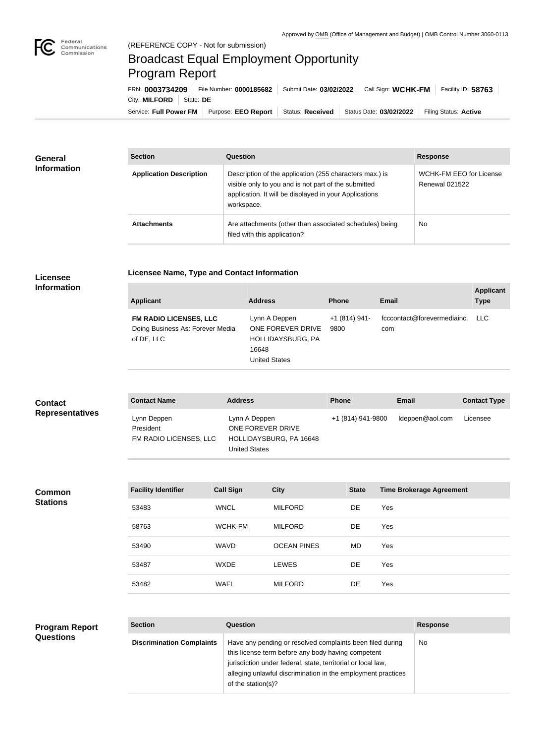Approved by OMB (Office of Management and Budget) | OMB Control Number 3060-0113

Federal Communications Commission

(REFERENCE COPY - Not for submission)

# Broadcast Equal Employment Opportunity Program Report

FRN: **0003734209** | File Number: **0000185682** | Submit Date: **03/02/2022** | Call Sign: **WCHK-FM** | Facility ID: **58763** | City: **MILFORD** | State: **DE**

Service: **Full Power FM** | Purpose: **EEO Report** | Status: **Received** | Status Date: **03/02/2022** | Filing Status: **Active**

## General Information

| Section | Question | Response |
|---|---|---|
| **Application Description** | Description of the application (255 characters max.) is visible only to you and is not part of the submitted application. It will be displayed in your Applications workspace. | WCHK-FM EEO for License Renewal 021522 |
| **Attachments** | Are attachments (other than associated schedules) being filed with this application? | No |

## Licensee Information

**Licensee Name, Type and Contact Information**

| Applicant | Address | Phone | Email | Applicant Type |
|---|---|---|---|---|
| **FM RADIO LICENSES, LLC** Doing Business As: Forever Media of DE, LLC | Lynn A Deppen ONE FOREVER DRIVE HOLLIDAYSBURG, PA 16648 United States | +1 (814) 941-9800 | fcccontact@forevermediainc.com | LLC |

## Contact Representatives

| Contact Name | Address | Phone | Email | Contact Type |
|---|---|---|---|---|
| Lynn Deppen President FM RADIO LICENSES, LLC | Lynn A Deppen ONE FOREVER DRIVE HOLLIDAYSBURG, PA 16648 United States | +1 (814) 941-9800 | ldeppen@aol.com | Licensee |

## Common Stations

| Facility Identifier | Call Sign | City | State | Time Brokerage Agreement |
|---|---|---|---|---|
| 53483 | WNCL | MILFORD | DE | Yes |
| 58763 | WCHK-FM | MILFORD | DE | Yes |
| 53490 | WAVD | OCEAN PINES | MD | Yes |
| 53487 | WXDE | LEWES | DE | Yes |
| 53482 | WAFL | MILFORD | DE | Yes |

## Program Report Questions

| Section | Question | Response |
|---|---|---|
| **Discrimination Complaints** | Have any pending or resolved complaints been filed during this license term before any body having competent jurisdiction under federal, state, territorial or local law, alleging unlawful discrimination in the employment practices of the station(s)? | No |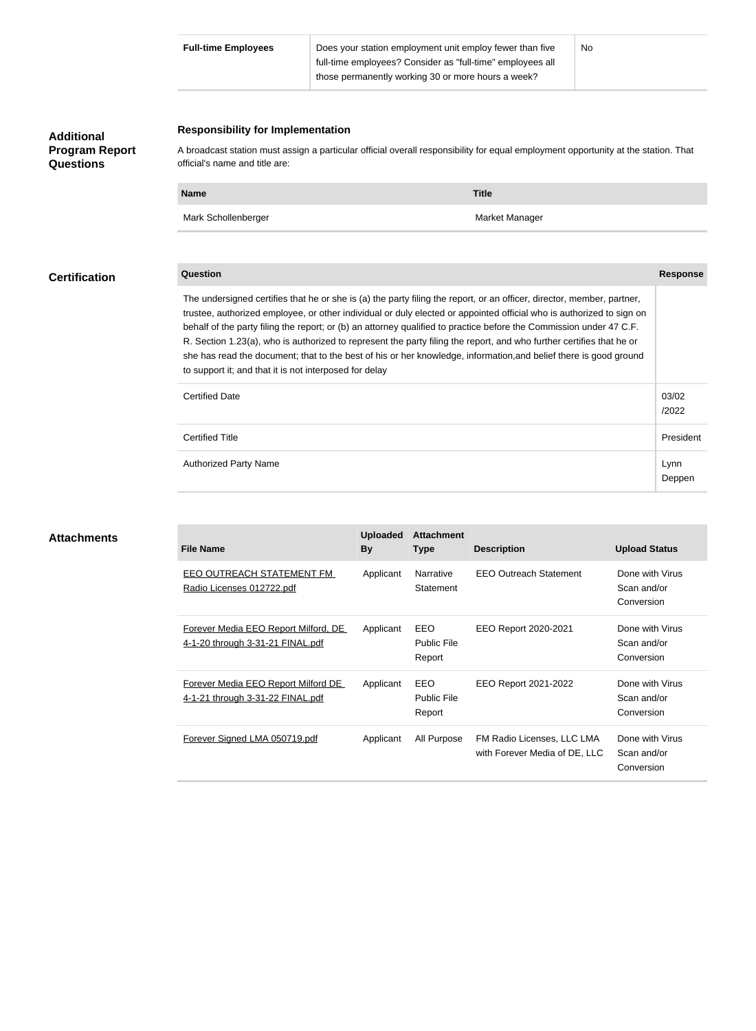| | | |
|---|---|---|
| **Full-time Employees** | Does your station employment unit employ fewer than five full-time employees? Consider as "full-time" employees all those permanently working 30 or more hours a week? | No |

## Additional Program Report Questions

**Responsibility for Implementation**

A broadcast station must assign a particular official overall responsibility for equal employment opportunity at the station. That official's name and title are:

| Name | Title |
|---|---|
| Mark Schollenberger | Market Manager |

## Certification

| Question | Response |
|---|---|
| The undersigned certifies that he or she is (a) the party filing the report, or an officer, director, member, partner, trustee, authorized employee, or other individual or duly elected or appointed official who is authorized to sign on behalf of the party filing the report; or (b) an attorney qualified to practice before the Commission under 47 C.F. R. Section 1.23(a), who is authorized to represent the party filing the report, and who further certifies that he or she has read the document; that to the best of his or her knowledge, information,and belief there is good ground to support it; and that it is not interposed for delay | |
| Certified Date | 03/02/2022 |
| Certified Title | President |
| Authorized Party Name | Lynn Deppen |

## Attachments

| File Name | Uploaded By | Attachment Type | Description | Upload Status |
|---|---|---|---|---|
| EEO OUTREACH STATEMENT FM Radio Licenses 012722.pdf | Applicant | Narrative Statement | EEO Outreach Statement | Done with Virus Scan and/or Conversion |
| Forever Media EEO Report Milford, DE 4-1-20 through 3-31-21 FINAL.pdf | Applicant | EEO Public File Report | EEO Report 2020-2021 | Done with Virus Scan and/or Conversion |
| Forever Media EEO Report Milford DE 4-1-21 through 3-31-22 FINAL.pdf | Applicant | EEO Public File Report | EEO Report 2021-2022 | Done with Virus Scan and/or Conversion |
| Forever Signed LMA 050719.pdf | Applicant | All Purpose | FM Radio Licenses, LLC LMA with Forever Media of DE, LLC | Done with Virus Scan and/or Conversion |